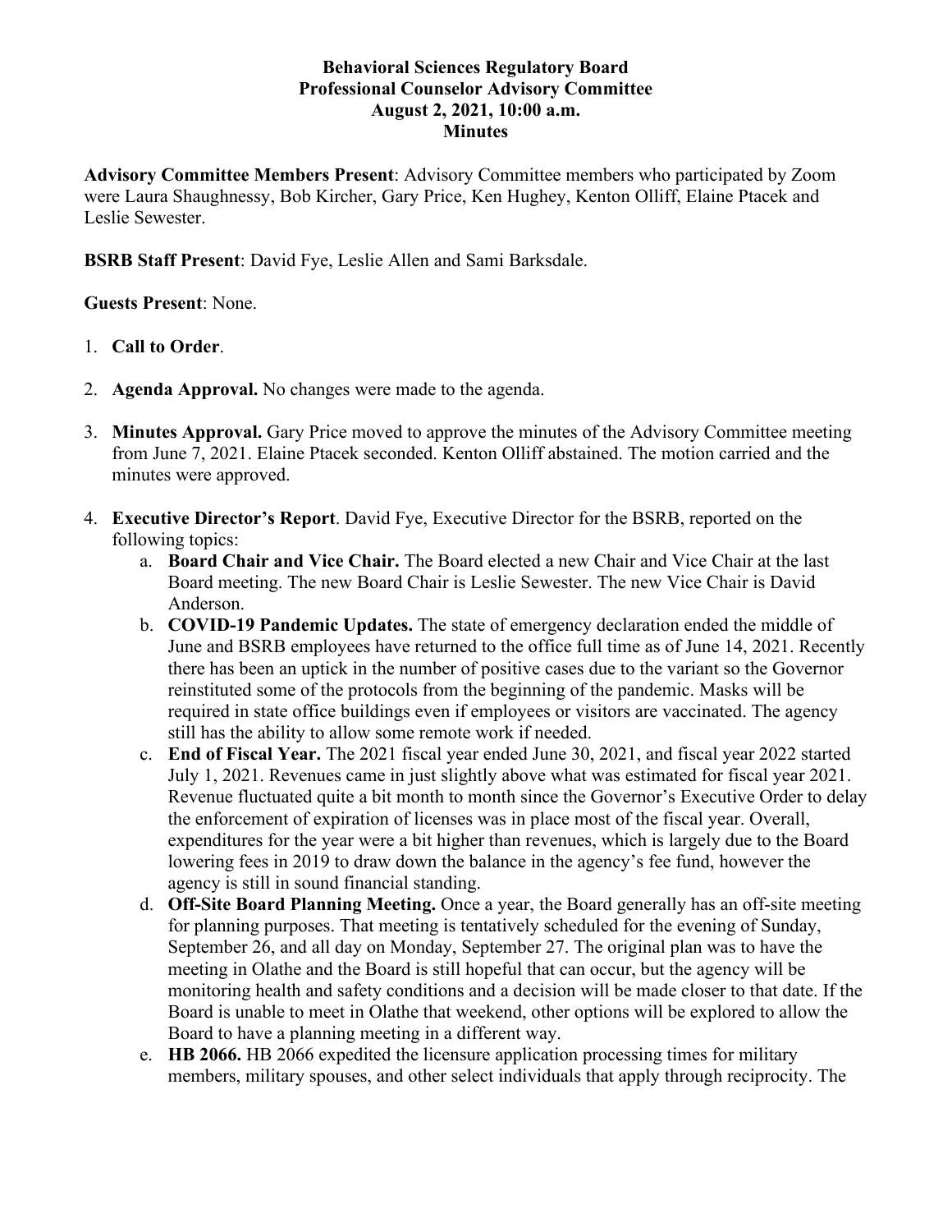**Behavioral Sciences Regulatory Board**
**Professional Counselor Advisory Committee**
**August 2, 2021, 10:00 a.m.**
**Minutes**

**Advisory Committee Members Present**: Advisory Committee members who participated by Zoom were Laura Shaughnessy, Bob Kircher, Gary Price, Ken Hughey, Kenton Olliff, Elaine Ptacek and Leslie Sewester.

**BSRB Staff Present**: David Fye, Leslie Allen and Sami Barksdale.

**Guests Present**: None.

1. **Call to Order**.
2. **Agenda Approval.** No changes were made to the agenda.
3. **Minutes Approval.** Gary Price moved to approve the minutes of the Advisory Committee meeting from June 7, 2021. Elaine Ptacek seconded. Kenton Olliff abstained. The motion carried and the minutes were approved.
4. **Executive Director's Report**. David Fye, Executive Director for the BSRB, reported on the following topics:
   a. **Board Chair and Vice Chair.** The Board elected a new Chair and Vice Chair at the last Board meeting. The new Board Chair is Leslie Sewester. The new Vice Chair is David Anderson.
   b. **COVID-19 Pandemic Updates.** The state of emergency declaration ended the middle of June and BSRB employees have returned to the office full time as of June 14, 2021. Recently there has been an uptick in the number of positive cases due to the variant so the Governor reinstituted some of the protocols from the beginning of the pandemic. Masks will be required in state office buildings even if employees or visitors are vaccinated. The agency still has the ability to allow some remote work if needed.
   c. **End of Fiscal Year.** The 2021 fiscal year ended June 30, 2021, and fiscal year 2022 started July 1, 2021. Revenues came in just slightly above what was estimated for fiscal year 2021. Revenue fluctuated quite a bit month to month since the Governor's Executive Order to delay the enforcement of expiration of licenses was in place most of the fiscal year. Overall, expenditures for the year were a bit higher than revenues, which is largely due to the Board lowering fees in 2019 to draw down the balance in the agency's fee fund, however the agency is still in sound financial standing.
   d. **Off-Site Board Planning Meeting.** Once a year, the Board generally has an off-site meeting for planning purposes. That meeting is tentatively scheduled for the evening of Sunday, September 26, and all day on Monday, September 27. The original plan was to have the meeting in Olathe and the Board is still hopeful that can occur, but the agency will be monitoring health and safety conditions and a decision will be made closer to that date. If the Board is unable to meet in Olathe that weekend, other options will be explored to allow the Board to have a planning meeting in a different way.
   e. **HB 2066.** HB 2066 expedited the licensure application processing times for military members, military spouses, and other select individuals that apply through reciprocity. The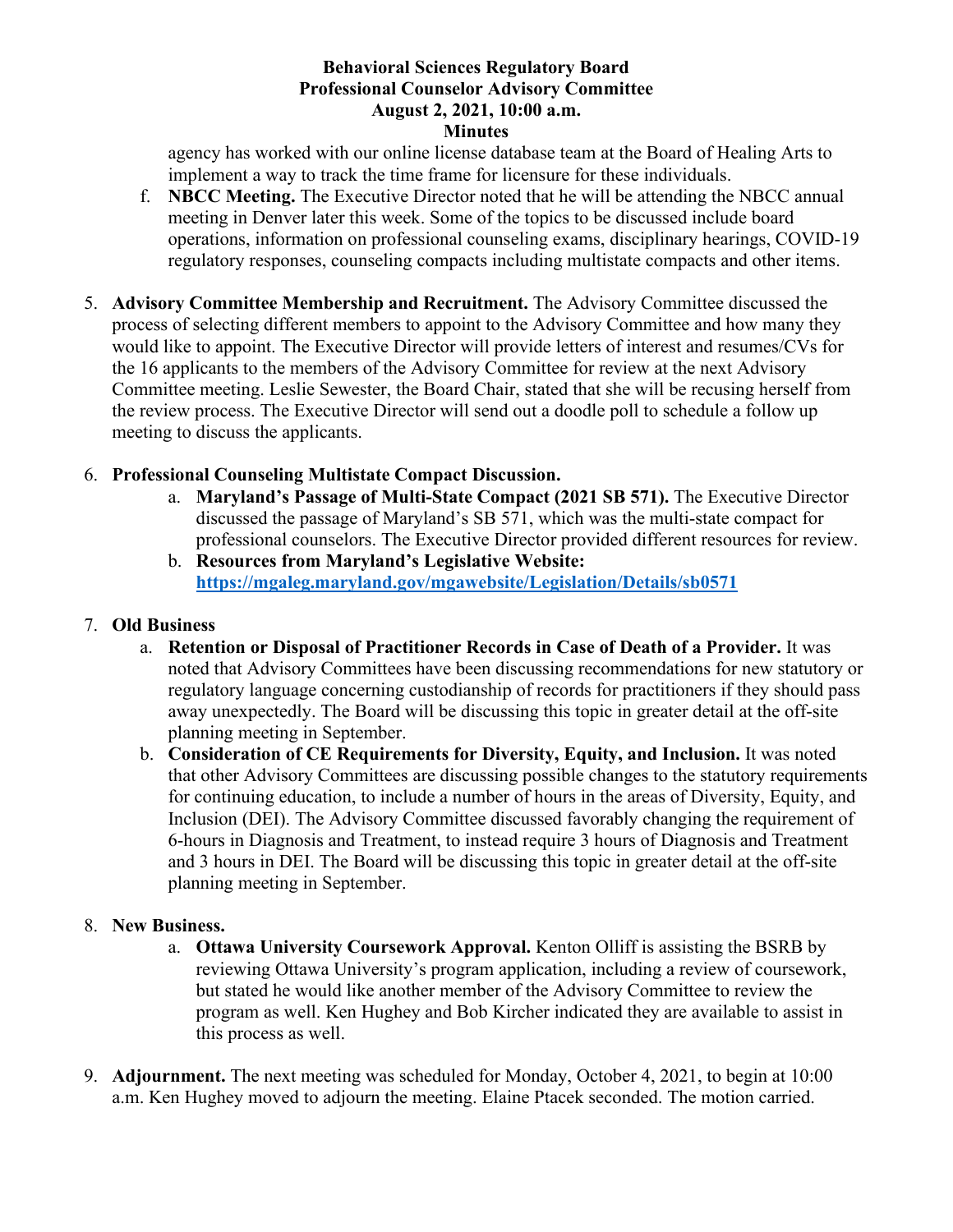agency has worked with our online license database team at the Board of Healing Arts to implement a way to track the time frame for licensure for these individuals.

f. **NBCC Meeting.** The Executive Director noted that he will be attending the NBCC annual meeting in Denver later this week. Some of the topics to be discussed include board operations, information on professional counseling exams, disciplinary hearings, COVID-19 regulatory responses, counseling compacts including multistate compacts and other items.

5. **Advisory Committee Membership and Recruitment.** The Advisory Committee discussed the process of selecting different members to appoint to the Advisory Committee and how many they would like to appoint. The Executive Director will provide letters of interest and resumes/CVs for the 16 applicants to the members of the Advisory Committee for review at the next Advisory Committee meeting. Leslie Sewester, the Board Chair, stated that she will be recusing herself from the review process. The Executive Director will send out a doodle poll to schedule a follow up meeting to discuss the applicants.

6. **Professional Counseling Multistate Compact Discussion.**
   a. **Maryland's Passage of Multi-State Compact (2021 SB 571).** The Executive Director discussed the passage of Maryland's SB 571, which was the multi-state compact for professional counselors. The Executive Director provided different resources for review.
   b. **Resources from Maryland's Legislative Website:** https://mgaleg.maryland.gov/mgawebsite/Legislation/Details/sb0571

7. **Old Business**
   a. **Retention or Disposal of Practitioner Records in Case of Death of a Provider.** It was noted that Advisory Committees have been discussing recommendations for new statutory or regulatory language concerning custodianship of records for practitioners if they should pass away unexpectedly. The Board will be discussing this topic in greater detail at the off-site planning meeting in September.
   b. **Consideration of CE Requirements for Diversity, Equity, and Inclusion.** It was noted that other Advisory Committees are discussing possible changes to the statutory requirements for continuing education, to include a number of hours in the areas of Diversity, Equity, and Inclusion (DEI). The Advisory Committee discussed favorably changing the requirement of 6-hours in Diagnosis and Treatment, to instead require 3 hours of Diagnosis and Treatment and 3 hours in DEI. The Board will be discussing this topic in greater detail at the off-site planning meeting in September.

8. **New Business.**
   a. **Ottawa University Coursework Approval.** Kenton Olliff is assisting the BSRB by reviewing Ottawa University's program application, including a review of coursework, but stated he would like another member of the Advisory Committee to review the program as well. Ken Hughey and Bob Kircher indicated they are available to assist in this process as well.

9. **Adjournment.** The next meeting was scheduled for Monday, October 4, 2021, to begin at 10:00 a.m. Ken Hughey moved to adjourn the meeting. Elaine Ptacek seconded. The motion carried.